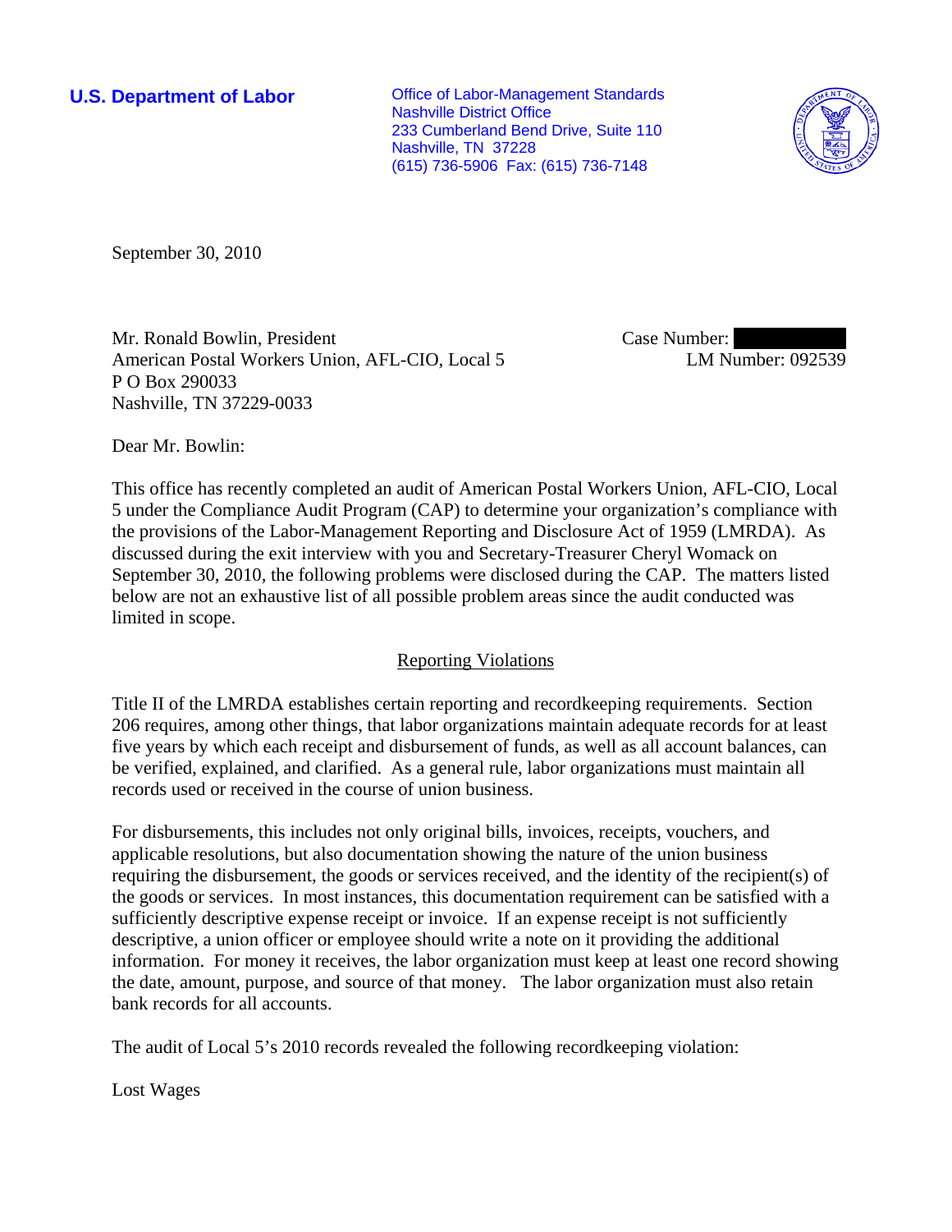**U.S. Department of Labor**

Office of Labor-Management Standards
Nashville District Office
233 Cumberland Bend Drive, Suite 110
Nashville, TN 37228
(615) 736-5906 Fax: (615) 736-7148

September 30, 2010

Mr. Ronald Bowlin, President
American Postal Workers Union, AFL-CIO, Local 5
P O Box 290033
Nashville, TN 37229-0033

Case Number:
LM Number: 092539

Dear Mr. Bowlin:

This office has recently completed an audit of American Postal Workers Union, AFL-CIO, Local 5 under the Compliance Audit Program (CAP) to determine your organization's compliance with the provisions of the Labor-Management Reporting and Disclosure Act of 1959 (LMRDA). As discussed during the exit interview with you and Secretary-Treasurer Cheryl Womack on September 30, 2010, the following problems were disclosed during the CAP. The matters listed below are not an exhaustive list of all possible problem areas since the audit conducted was limited in scope.

## Reporting Violations

Title II of the LMRDA establishes certain reporting and recordkeeping requirements. Section 206 requires, among other things, that labor organizations maintain adequate records for at least five years by which each receipt and disbursement of funds, as well as all account balances, can be verified, explained, and clarified. As a general rule, labor organizations must maintain all records used or received in the course of union business.

For disbursements, this includes not only original bills, invoices, receipts, vouchers, and applicable resolutions, but also documentation showing the nature of the union business requiring the disbursement, the goods or services received, and the identity of the recipient(s) of the goods or services. In most instances, this documentation requirement can be satisfied with a sufficiently descriptive expense receipt or invoice. If an expense receipt is not sufficiently descriptive, a union officer or employee should write a note on it providing the additional information. For money it receives, the labor organization must keep at least one record showing the date, amount, purpose, and source of that money. The labor organization must also retain bank records for all accounts.

The audit of Local 5's 2010 records revealed the following recordkeeping violation:

Lost Wages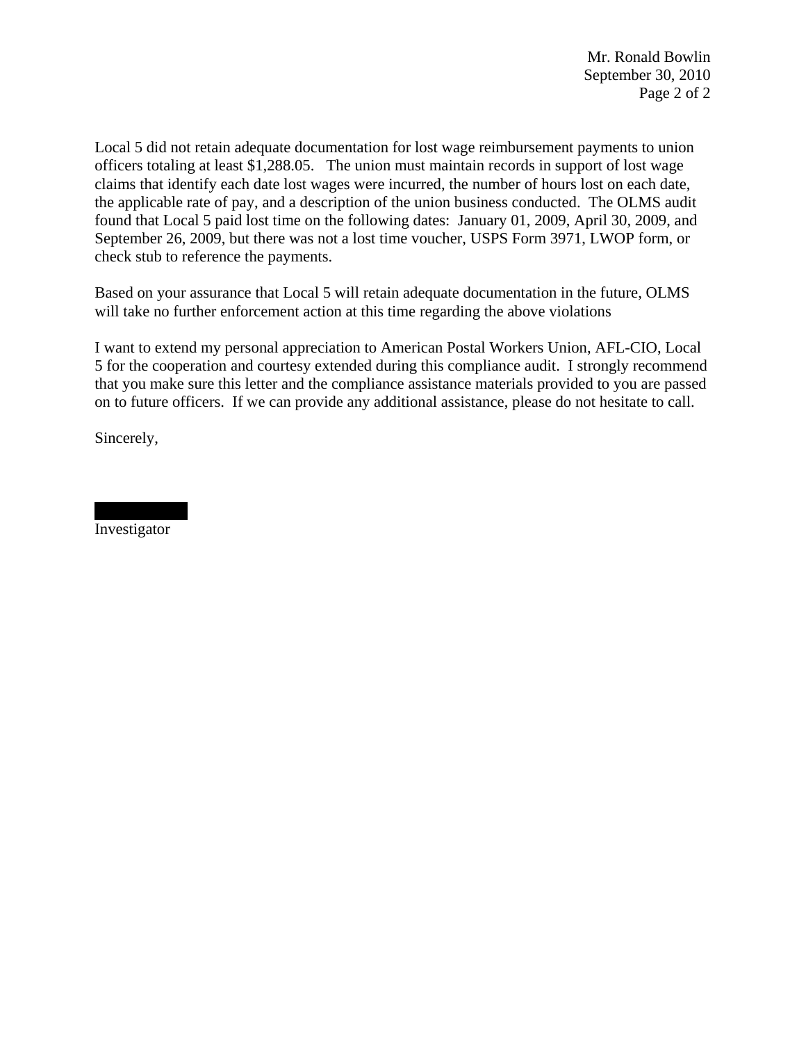Local 5 did not retain adequate documentation for lost wage reimbursement payments to union officers totaling at least $1,288.05. The union must maintain records in support of lost wage claims that identify each date lost wages were incurred, the number of hours lost on each date, the applicable rate of pay, and a description of the union business conducted. The OLMS audit found that Local 5 paid lost time on the following dates: January 01, 2009, April 30, 2009, and September 26, 2009, but there was not a lost time voucher, USPS Form 3971, LWOP form, or check stub to reference the payments.

Based on your assurance that Local 5 will retain adequate documentation in the future, OLMS will take no further enforcement action at this time regarding the above violations

I want to extend my personal appreciation to American Postal Workers Union, AFL-CIO, Local 5 for the cooperation and courtesy extended during this compliance audit. I strongly recommend that you make sure this letter and the compliance assistance materials provided to you are passed on to future officers. If we can provide any additional assistance, please do not hesitate to call.

Sincerely,

Investigator